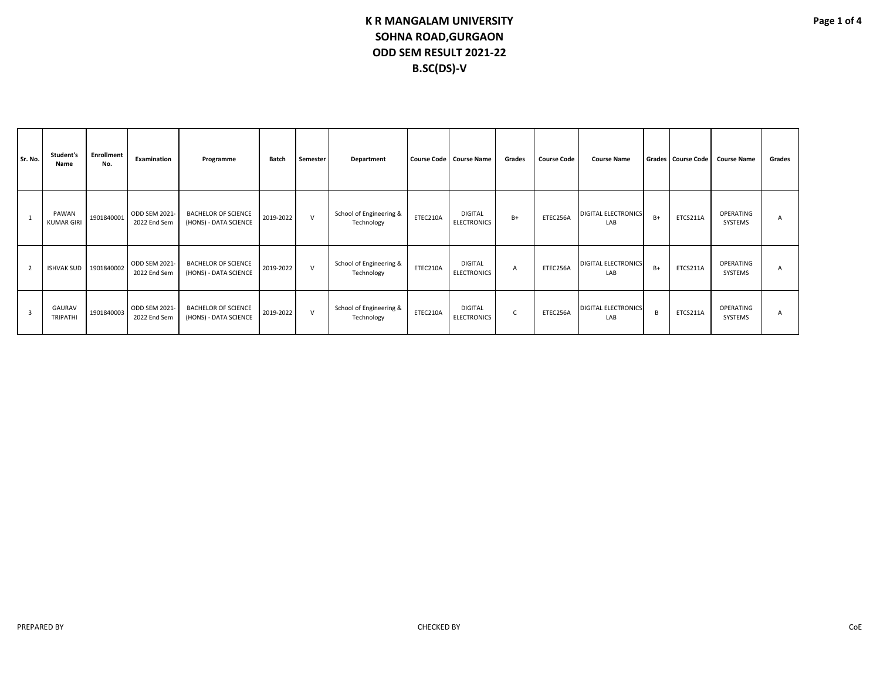# K R MANGALAM UNIVERSITY
## SOHNA ROAD,GURGAON
## ODD SEM RESULT 2021-22
## B.SC(DS)-V

| Sr. No. | Student's Name | Enrollment No. | Examination | Programme | Batch | Semester | Department | Course Code | Course Name | Grades | Course Code | Course Name | Grades | Course Code | Course Name | Grades |
|---|---|---|---|---|---|---|---|---|---|---|---|---|---|---|---|---|
| 1 | PAWAN KUMAR GIRI | 1901840001 | ODD SEM 2021-2022 End Sem | BACHELOR OF SCIENCE (HONS) - DATA SCIENCE | 2019-2022 | V | School of Engineering & Technology | ETEC210A | DIGITAL ELECTRONICS | B+ | ETEC256A | DIGITAL ELECTRONICS LAB | B+ | ETCS211A | OPERATING SYSTEMS | A |
| 2 | ISHVAK SUD | 1901840002 | ODD SEM 2021-2022 End Sem | BACHELOR OF SCIENCE (HONS) - DATA SCIENCE | 2019-2022 | V | School of Engineering & Technology | ETEC210A | DIGITAL ELECTRONICS | A | ETEC256A | DIGITAL ELECTRONICS LAB | B+ | ETCS211A | OPERATING SYSTEMS | A |
| 3 | GAURAV TRIPATHI | 1901840003 | ODD SEM 2021-2022 End Sem | BACHELOR OF SCIENCE (HONS) - DATA SCIENCE | 2019-2022 | V | School of Engineering & Technology | ETEC210A | DIGITAL ELECTRONICS | C | ETEC256A | DIGITAL ELECTRONICS LAB | B | ETCS211A | OPERATING SYSTEMS | A |

PREPARED BY | CHECKED BY | CoE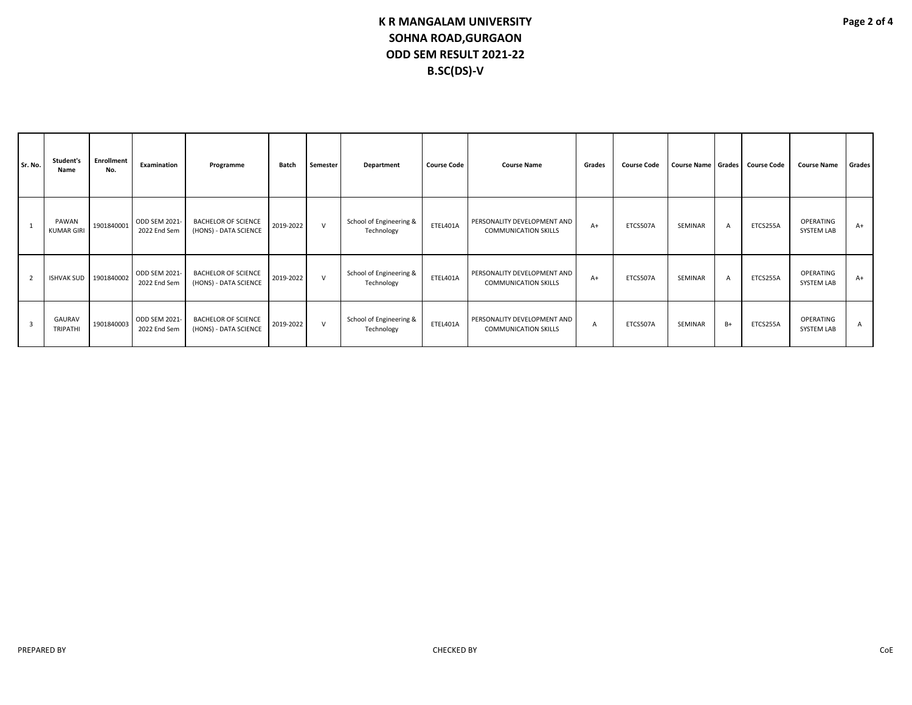# K R MANGALAM UNIVERSITY
## SOHNA ROAD,GURGAON
## ODD SEM RESULT 2021-22
## B.SC(DS)-V

| Sr. No. | Student's Name | Enrollment No. | Examination | Programme | Batch | Semester | Department | Course Code | Course Name | Grades | Course Code | Course Name | Grades | Course Code | Course Name | Grades |
|---|---|---|---|---|---|---|---|---|---|---|---|---|---|---|---|---|
| 1 | PAWAN KUMAR GIRI | 1901840001 | ODD SEM 2021-2022 End Sem | BACHELOR OF SCIENCE (HONS) - DATA SCIENCE | 2019-2022 | V | School of Engineering & Technology | ETEL401A | PERSONALITY DEVELOPMENT AND COMMUNICATION SKILLS | A+ | ETCS507A | SEMINAR | A | ETCS255A | OPERATING SYSTEM LAB | A+ |
| 2 | ISHVAK SUD | 1901840002 | ODD SEM 2021-2022 End Sem | BACHELOR OF SCIENCE (HONS) - DATA SCIENCE | 2019-2022 | V | School of Engineering & Technology | ETEL401A | PERSONALITY DEVELOPMENT AND COMMUNICATION SKILLS | A+ | ETCS507A | SEMINAR | A | ETCS255A | OPERATING SYSTEM LAB | A+ |
| 3 | GAURAV TRIPATHI | 1901840003 | ODD SEM 2021-2022 End Sem | BACHELOR OF SCIENCE (HONS) - DATA SCIENCE | 2019-2022 | V | School of Engineering & Technology | ETEL401A | PERSONALITY DEVELOPMENT AND COMMUNICATION SKILLS | A | ETCS507A | SEMINAR | B+ | ETCS255A | OPERATING SYSTEM LAB | A |

PREPARED BY CHECKED BY CoE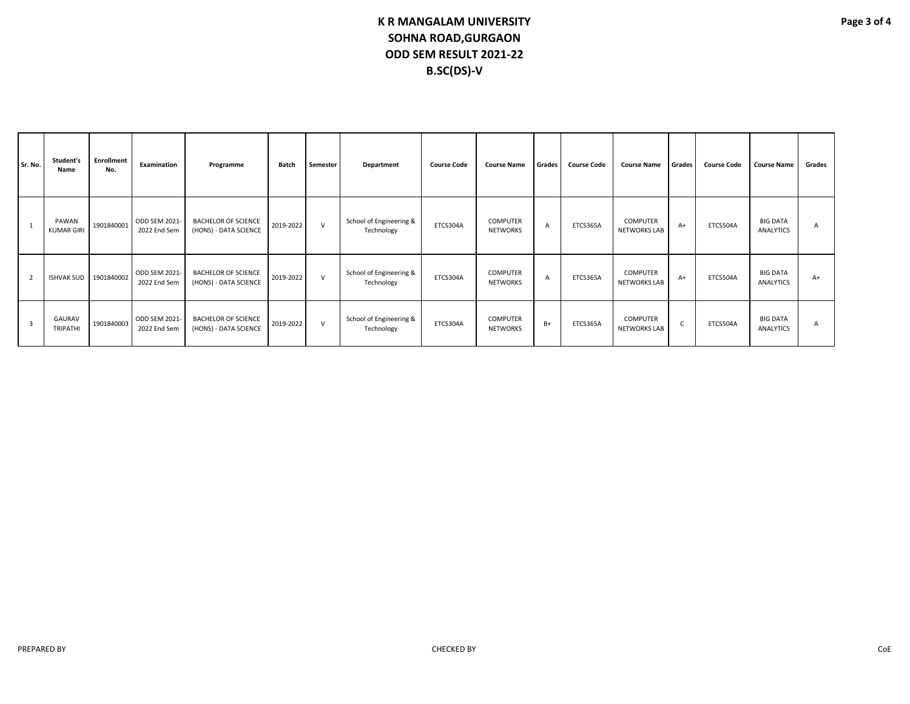# K R MANGALAM UNIVERSITY
## SOHNA ROAD,GURGAON
## ODD SEM RESULT 2021-22
## B.SC(DS)-V

| Sr. No. | Student's Name | Enrollment No. | Examination | Programme | Batch | Semester | Department | Course Code | Course Name | Grades | Course Code | Course Name | Grades | Course Code | Course Name | Grades |
|---|---|---|---|---|---|---|---|---|---|---|---|---|---|---|---|---|
| 1 | PAWAN KUMAR GIRI | 1901840001 | ODD SEM 2021-2022 End Sem | BACHELOR OF SCIENCE (HONS) - DATA SCIENCE | 2019-2022 | V | School of Engineering & Technology | ETCS304A | COMPUTER NETWORKS | A | ETCS365A | COMPUTER NETWORKS LAB | A+ | ETCS504A | BIG DATA ANALYTICS | A |
| 2 | ISHVAK SUD | 1901840002 | ODD SEM 2021-2022 End Sem | BACHELOR OF SCIENCE (HONS) - DATA SCIENCE | 2019-2022 | V | School of Engineering & Technology | ETCS304A | COMPUTER NETWORKS | A | ETCS365A | COMPUTER NETWORKS LAB | A+ | ETCS504A | BIG DATA ANALYTICS | A+ |
| 3 | GAURAV TRIPATHI | 1901840003 | ODD SEM 2021-2022 End Sem | BACHELOR OF SCIENCE (HONS) - DATA SCIENCE | 2019-2022 | V | School of Engineering & Technology | ETCS304A | COMPUTER NETWORKS | B+ | ETCS365A | COMPUTER NETWORKS LAB | C | ETCS504A | BIG DATA ANALYTICS | A |

PREPARED BY CHECKED BY CoE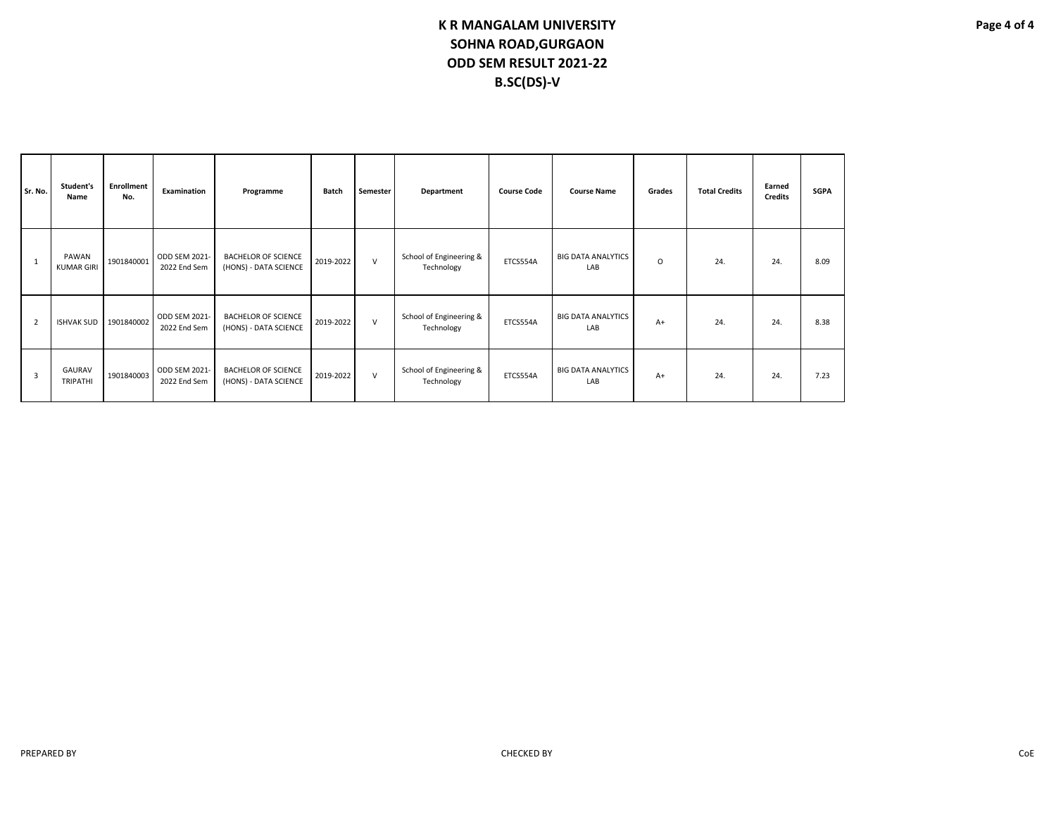# K R MANGALAM UNIVERSITY
## SOHNA ROAD,GURGAON
## ODD SEM RESULT 2021-22
## B.SC(DS)-V

| Sr. No. | Student's Name | Enrollment No. | Examination | Programme | Batch | Semester | Department | Course Code | Course Name | Grades | Total Credits | Earned Credits | SGPA |
|---|---|---|---|---|---|---|---|---|---|---|---|---|---|
| 1 | PAWAN KUMAR GIRI | 1901840001 | ODD SEM 2021-2022 End Sem | BACHELOR OF SCIENCE (HONS) - DATA SCIENCE | 2019-2022 | V | School of Engineering & Technology | ETCS554A | BIG DATA ANALYTICS LAB | O | 24. | 24. | 8.09 |
| 2 | ISHVAK SUD | 1901840002 | ODD SEM 2021-2022 End Sem | BACHELOR OF SCIENCE (HONS) - DATA SCIENCE | 2019-2022 | V | School of Engineering & Technology | ETCS554A | BIG DATA ANALYTICS LAB | A+ | 24. | 24. | 8.38 |
| 3 | GAURAV TRIPATHI | 1901840003 | ODD SEM 2021-2022 End Sem | BACHELOR OF SCIENCE (HONS) - DATA SCIENCE | 2019-2022 | V | School of Engineering & Technology | ETCS554A | BIG DATA ANALYTICS LAB | A+ | 24. | 24. | 7.23 |

PREPARED BY | CHECKED BY | CoE